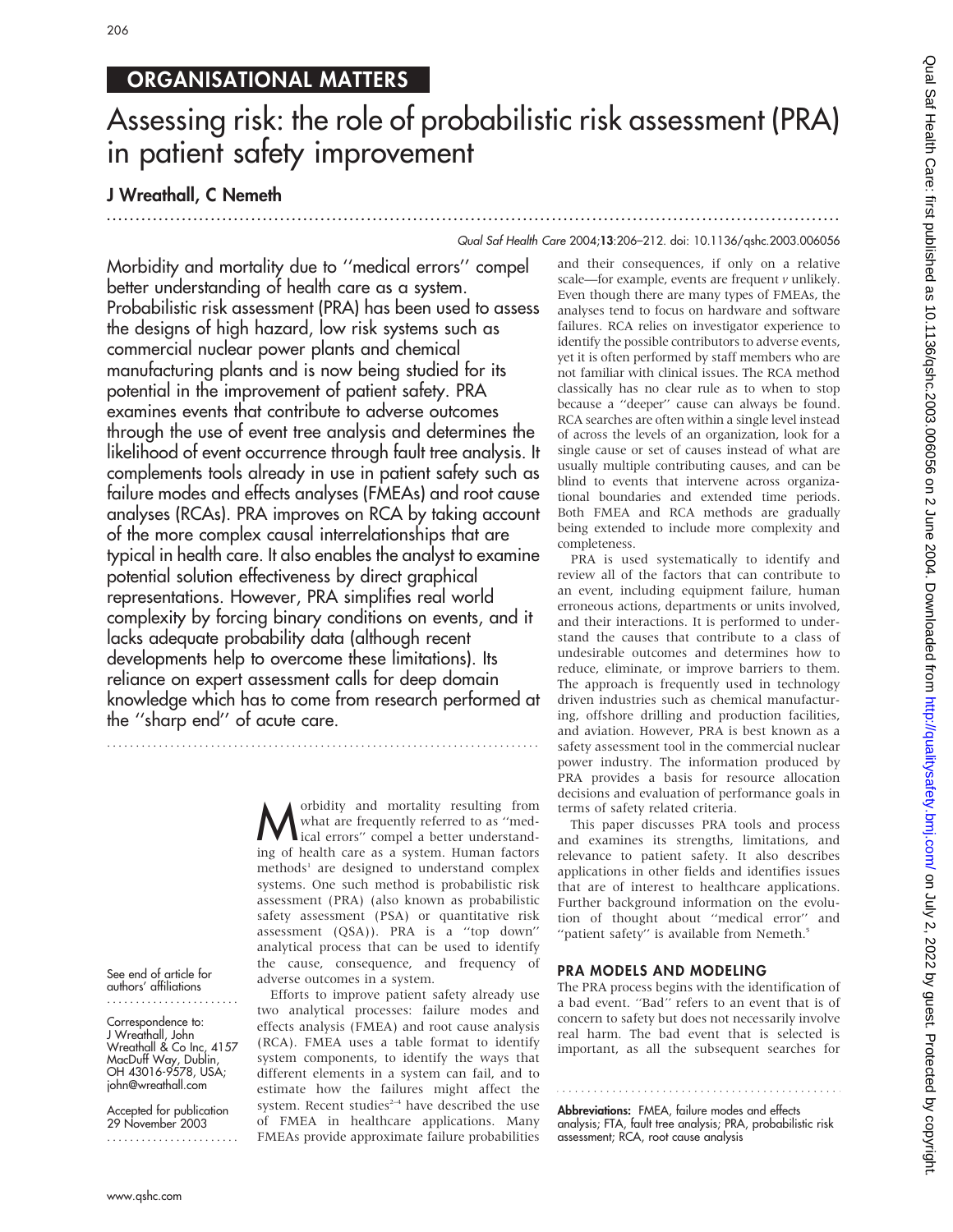## ORGANISATIONAL MATTERS

# Assessing risk: the role of probabilistic risk assessment (PRA) in patient safety improvement

**J Wreathall, C Nemeth**

*Qual Saf Health Care* 2004;**13**:206–212. doi: 10.1136/qshc.2003.006056

Morbidity and mortality due to ''medical errors'' compel better understanding of health care as a system. Probabilistic risk assessment (PRA) has been used to assess the designs of high hazard, low risk systems such as commercial nuclear power plants and chemical manufacturing plants and is now being studied for its potential in the improvement of patient safety. PRA examines events that contribute to adverse outcomes through the use of event tree analysis and determines the likelihood of event occurrence through fault tree analysis. It complements tools already in use in patient safety such as failure modes and effects analyses (FMEAs) and root cause analyses (RCAs). PRA improves on RCA by taking account of the more complex causal interrelationships that are typical in health care. It also enables the analyst to examine potential solution effectiveness by direct graphical representations. However, PRA simplifies real world complexity by forcing binary conditions on events, and it lacks adequate probability data (although recent developments help to overcome these limitations). Its reliance on expert assessment calls for deep domain knowledge which has to come from research performed at the ''sharp end'' of acute care.

See end of article for authors' affiliations

Correspondence to: J Wreathall, John Wreathall & Co Inc, 4157 MacDuff Way, Dublin, OH 43016-9578, USA; john@wreathall.com

Accepted for publication 29 November 2003

Morbidity and mortality resulting from what are frequently referred to as ''medical errors'' compel a better understanding of health care as a system. Human factors methods[1] are designed to understand complex systems. One such method is probabilistic risk assessment (PRA) (also known as probabilistic safety assessment (PSA) or quantitative risk assessment (QSA)). PRA is a ''top down'' analytical process that can be used to identify the cause, consequence, and frequency of adverse outcomes in a system.

Efforts to improve patient safety already use two analytical processes: failure modes and effects analysis (FMEA) and root cause analysis (RCA). FMEA uses a table format to identify system components, to identify the ways that different elements in a system can fail, and to estimate how the failures might affect the system. Recent studies[2–4] have described the use of FMEA in healthcare applications. Many FMEAs provide approximate failure probabilities and their consequences, if only on a relative scale—for example, events are frequent *v* unlikely. Even though there are many types of FMEAs, the analyses tend to focus on hardware and software failures. RCA relies on investigator experience to identify the possible contributors to adverse events, yet it is often performed by staff members who are not familiar with clinical issues. The RCA method classically has no clear rule as to when to stop because a ''deeper'' cause can always be found. RCA searches are often within a single level instead of across the levels of an organization, look for a single cause or set of causes instead of what are usually multiple contributing causes, and can be blind to events that intervene across organizational boundaries and extended time periods. Both FMEA and RCA methods are gradually being extended to include more complexity and completeness.

PRA is used systematically to identify and review all of the factors that can contribute to an event, including equipment failure, human erroneous actions, departments or units involved, and their interactions. It is performed to understand the causes that contribute to a class of undesirable outcomes and determines how to reduce, eliminate, or improve barriers to them. The approach is frequently used in technology driven industries such as chemical manufacturing, offshore drilling and production facilities, and aviation. However, PRA is best known as a safety assessment tool in the commercial nuclear power industry. The information produced by PRA provides a basis for resource allocation decisions and evaluation of performance goals in terms of safety related criteria.

This paper discusses PRA tools and process and examines its strengths, limitations, and relevance to patient safety. It also describes applications in other fields and identifies issues that are of interest to healthcare applications. Further background information on the evolution of thought about ''medical error'' and ''patient safety'' is available from Nemeth.[5]

## PRA MODELS AND MODELING

The PRA process begins with the identification of a bad event. ''Bad'' refers to an event that is of concern to safety but does not necessarily involve real harm. The bad event that is selected is important, as all the subsequent searches for

**Abbreviations:** FMEA, failure modes and effects analysis; FTA, fault tree analysis; PRA, probabilistic risk assessment; RCA, root cause analysis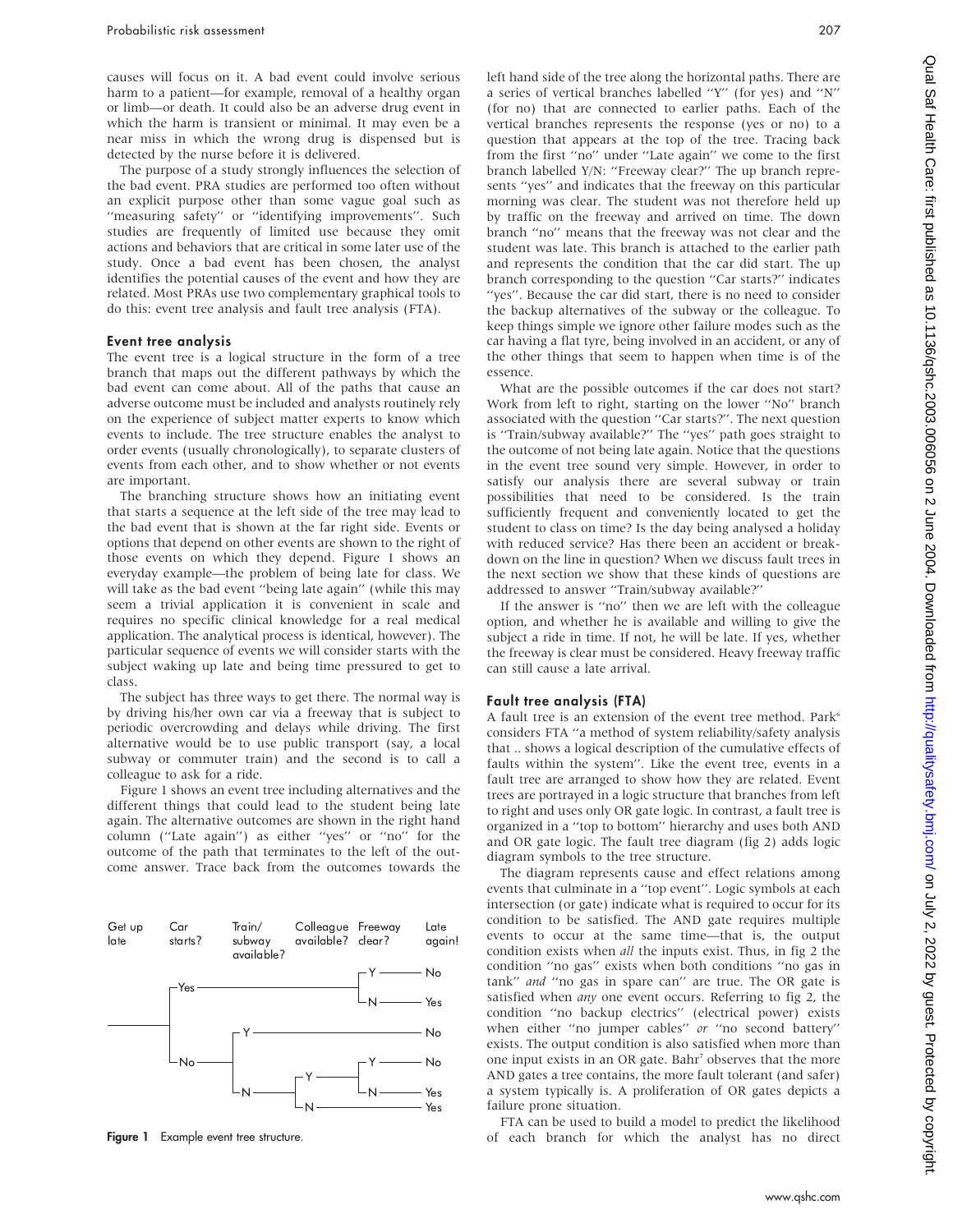causes will focus on it. A bad event could involve serious harm to a patient—for example, removal of a healthy organ or limb—or death. It could also be an adverse drug event in which the harm is transient or minimal. It may even be a near miss in which the wrong drug is dispensed but is detected by the nurse before it is delivered.

The purpose of a study strongly influences the selection of the bad event. PRA studies are performed too often without an explicit purpose other than some vague goal such as ''measuring safety'' or ''identifying improvements''. Such studies are frequently of limited use because they omit actions and behaviors that are critical in some later use of the study. Once a bad event has been chosen, the analyst identifies the potential causes of the event and how they are related. Most PRAs use two complementary graphical tools to do this: event tree analysis and fault tree analysis (FTA).

### Event tree analysis

The event tree is a logical structure in the form of a tree branch that maps out the different pathways by which the bad event can come about. All of the paths that cause an adverse outcome must be included and analysts routinely rely on the experience of subject matter experts to know which events to include. The tree structure enables the analyst to order events (usually chronologically), to separate clusters of events from each other, and to show whether or not events are important.

The branching structure shows how an initiating event that starts a sequence at the left side of the tree may lead to the bad event that is shown at the far right side. Events or options that depend on other events are shown to the right of those events on which they depend. Figure 1 shows an everyday example—the problem of being late for class. We will take as the bad event ''being late again'' (while this may seem a trivial application it is convenient in scale and requires no specific clinical knowledge for a real medical application. The analytical process is identical, however). The particular sequence of events we will consider starts with the subject waking up late and being time pressured to get to class.

The subject has three ways to get there. The normal way is by driving his/her own car via a freeway that is subject to periodic overcrowding and delays while driving. The first alternative would be to use public transport (say, a local subway or commuter train) and the second is to call a colleague to ask for a ride.

Figure 1 shows an event tree including alternatives and the different things that could lead to the student being late again. The alternative outcomes are shown in the right hand column (''Late again'') as either ''yes'' or ''no'' for the outcome of the path that terminates to the left of the outcome answer. Trace back from the outcomes towards the left hand side of the tree along the horizontal paths. There are a series of vertical branches labelled ''Y'' (for yes) and ''N'' (for no) that are connected to earlier paths. Each of the vertical branches represents the response (yes or no) to a question that appears at the top of the tree. Tracing back from the first ''no'' under ''Late again'' we come to the first branch labelled Y/N: ''Freeway clear?'' The up branch represents ''yes'' and indicates that the freeway on this particular morning was clear. The student was not therefore held up by traffic on the freeway and arrived on time. The down branch ''no'' means that the freeway was not clear and the student was late. This branch is attached to the earlier path and represents the condition that the car did start. The up branch corresponding to the question ''Car starts?'' indicates ''yes''. Because the car did start, there is no need to consider the backup alternatives of the subway or the colleague. To keep things simple we ignore other failure modes such as the car having a flat tyre, being involved in an accident, or any of the other things that seem to happen when time is of the essence.

What are the possible outcomes if the car does not start? Work from left to right, starting on the lower ''No'' branch associated with the question ''Car starts?''. The next question is ''Train/subway available?'' The ''yes'' path goes straight to the outcome of not being late again. Notice that the questions in the event tree sound very simple. However, in order to satisfy our analysis there are several subway or train possibilities that need to be considered. Is the train sufficiently frequent and conveniently located to get the student to class on time? Is the day being analysed a holiday with reduced service? Has there been an accident or breakdown on the line in question? When we discuss fault trees in the next section we show that these kinds of questions are addressed to answer ''Train/subway available?''

If the answer is ''no'' then we are left with the colleague option, and whether he is available and willing to give the subject a ride in time. If not, he will be late. If yes, whether the freeway is clear must be considered. Heavy freeway traffic can still cause a late arrival.

Get up late
Car starts?
Train/subway available?
Colleague available?
Freeway clear?
Late again!
Yes
No
Y
N
Y
N
Y
N
Y
N
No
Yes
No
No
Yes
Yes

Figure 1 Example event tree structure.

### Fault tree analysis (FTA)

A fault tree is an extension of the event tree method. Park[6] considers FTA ''a method of system reliability/safety analysis that .. shows a logical description of the cumulative effects of faults within the system''. Like the event tree, events in a fault tree are arranged to show how they are related. Event trees are portrayed in a logic structure that branches from left to right and uses only OR gate logic. In contrast, a fault tree is organized in a ''top to bottom'' hierarchy and uses both AND and OR gate logic. The fault tree diagram (fig 2) adds logic diagram symbols to the tree structure.

The diagram represents cause and effect relations among events that culminate in a ''top event''. Logic symbols at each intersection (or gate) indicate what is required to occur for its condition to be satisfied. The AND gate requires multiple events to occur at the same time—that is, the output condition exists when *all* the inputs exist. Thus, in fig 2 the condition ''no gas'' exists when both conditions ''no gas in tank'' *and* ''no gas in spare can'' are true. The OR gate is satisfied when *any* one event occurs. Referring to fig 2, the condition ''no backup electrics'' (electrical power) exists when either ''no jumper cables'' *or* ''no second battery'' exists. The output condition is also satisfied when more than one input exists in an OR gate. Bahr[7] observes that the more AND gates a tree contains, the more fault tolerant (and safer) a system typically is. A proliferation of OR gates depicts a failure prone situation.

FTA can be used to build a model to predict the likelihood of each branch for which the analyst has no direct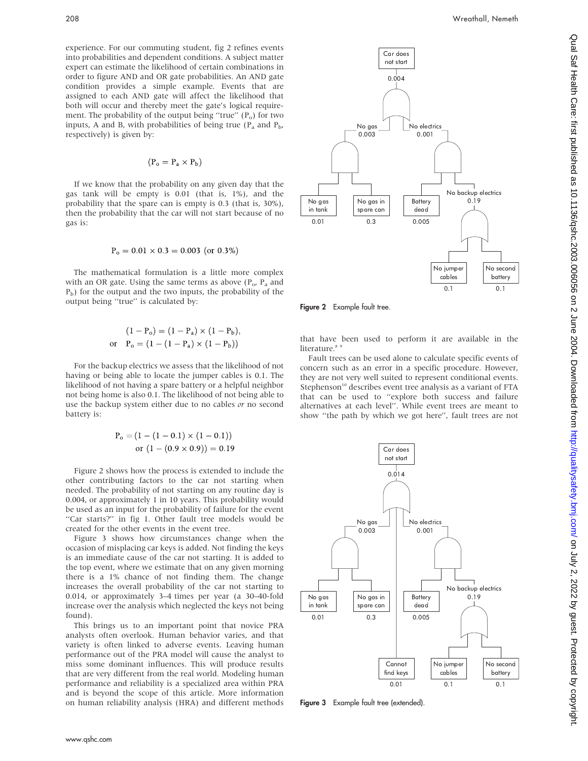experience. For our commuting student, fig 2 refines events into probabilities and dependent conditions. A subject matter expert can estimate the likelihood of certain combinations in order to figure AND and OR gate probabilities. An AND gate condition provides a simple example. Events that are assigned to each AND gate will affect the likelihood that both will occur and thereby meet the gate's logical requirement. The probability of the output being "true" ($P_o$) for two inputs, A and B, with probabilities of being true ($P_a$ and $P_b$, respectively) is given by:

$$(P_o = P_a \times P_b)$$

If we know that the probability on any given day that the gas tank will be empty is 0.01 (that is, 1%), and the probability that the spare can is empty is 0.3 (that is, 30%), then the probability that the car will not start because of no gas is:

$$P_o = 0.01 \times 0.3 = 0.003 \text{ (or 0.3\%)}$$

The mathematical formulation is a little more complex with an OR gate. Using the same terms as above ($P_o$, $P_a$ and $P_b$) for the output and the two inputs, the probability of the output being "true" is calculated by:

$$(1 - P_o) = (1 - P_a) \times (1 - P_b),$$
$$\text{or} \quad P_o = (1 - (1 - P_a) \times (1 - P_b))$$

For the backup electrics we assess that the likelihood of not having or being able to locate the jumper cables is 0.1. The likelihood of not having a spare battery or a helpful neighbor not being home is also 0.1. The likelihood of not being able to use the backup system either due to no cables *or* no second battery is:

$$P_o = (1 - (1 - 0.1) \times (1 - 0.1))$$
$$\text{or } (1 - (0.9 \times 0.9)) = 0.19$$

Figure 2 shows how the process is extended to include the other contributing factors to the car not starting when needed. The probability of not starting on any routine day is 0.004, or approximately 1 in 10 years. This probability would be used as an input for the probability of failure for the event "Car starts?" in fig 1. Other fault tree models would be created for the other events in the event tree.

Figure 3 shows how circumstances change when the occasion of misplacing car keys is added. Not finding the keys is an immediate cause of the car not starting. It is added to the top event, where we estimate that on any given morning there is a 1% chance of not finding them. The change increases the overall probability of the car not starting to 0.014, or approximately 3–4 times per year (a 30–40-fold increase over the analysis which neglected the keys not being found).

This brings us to an important point that novice PRA analysts often overlook. Human behavior varies, and that variety is often linked to adverse events. Leaving human performance out of the PRA model will cause the analyst to miss some dominant influences. This will produce results that are very different from the real world. Modeling human performance and reliability is a specialized area within PRA and is beyond the scope of this article. More information on human reliability analysis (HRA) and different methods that have been used to perform it are available in the literature.[8 9]

Fault trees can be used alone to calculate specific events of concern such as an error in a specific procedure. However, they are not very well suited to represent conditional events. Stephenson[10] describes event tree analysis as a variant of FTA that can be used to "explore both success and failure alternatives at each level". While event trees are meant to show "the path by which we got here", fault trees are not

Car does not start 0.004; No gas 0.003; No electrics 0.001; No gas in tank 0.01; No gas in spare can 0.3; Battery dead 0.005; No backup electrics 0.19; No jumper cables 0.1; No second battery 0.1

**Figure 2** Example fault tree.

Car does not start 0.014; No gas 0.003; No electrics 0.001; No gas in tank 0.01; No gas in spare can 0.3; Battery dead 0.005; No backup electrics 0.19; Cannot find keys 0.01; No jumper cables 0.1; No second battery 0.1

**Figure 3** Example fault tree (extended).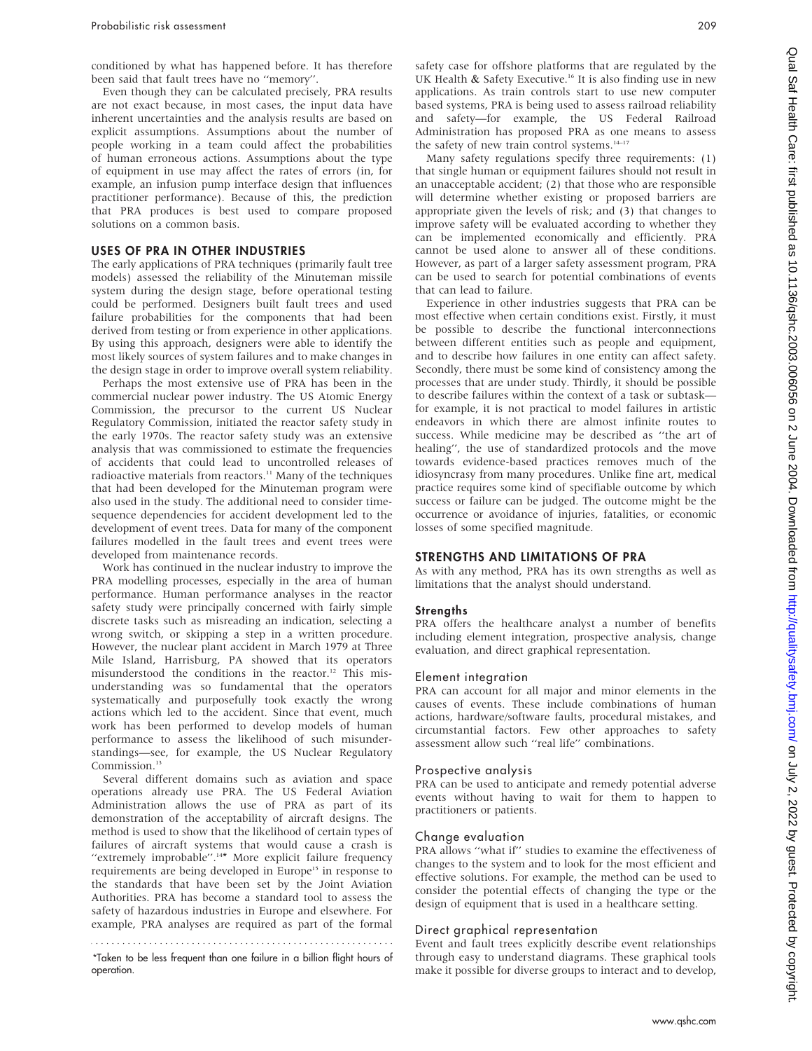conditioned by what has happened before. It has therefore been said that fault trees have no ''memory''.

Even though they can be calculated precisely, PRA results are not exact because, in most cases, the input data have inherent uncertainties and the analysis results are based on explicit assumptions. Assumptions about the number of people working in a team could affect the probabilities of human erroneous actions. Assumptions about the type of equipment in use may affect the rates of errors (in, for example, an infusion pump interface design that influences practitioner performance). Because of this, the prediction that PRA produces is best used to compare proposed solutions on a common basis.

## USES OF PRA IN OTHER INDUSTRIES

The early applications of PRA techniques (primarily fault tree models) assessed the reliability of the Minuteman missile system during the design stage, before operational testing could be performed. Designers built fault trees and used failure probabilities for the components that had been derived from testing or from experience in other applications. By using this approach, designers were able to identify the most likely sources of system failures and to make changes in the design stage in order to improve overall system reliability.

Perhaps the most extensive use of PRA has been in the commercial nuclear power industry. The US Atomic Energy Commission, the precursor to the current US Nuclear Regulatory Commission, initiated the reactor safety study in the early 1970s. The reactor safety study was an extensive analysis that was commissioned to estimate the frequencies of accidents that could lead to uncontrolled releases of radioactive materials from reactors.[11] Many of the techniques that had been developed for the Minuteman program were also used in the study. The additional need to consider time-sequence dependencies for accident development led to the development of event trees. Data for many of the component failures modelled in the fault trees and event trees were developed from maintenance records.

Work has continued in the nuclear industry to improve the PRA modelling processes, especially in the area of human performance. Human performance analyses in the reactor safety study were principally concerned with fairly simple discrete tasks such as misreading an indication, selecting a wrong switch, or skipping a step in a written procedure. However, the nuclear plant accident in March 1979 at Three Mile Island, Harrisburg, PA showed that its operators misunderstood the conditions in the reactor.[12] This misunderstanding was so fundamental that the operators systematically and purposefully took exactly the wrong actions which led to the accident. Since that event, much work has been performed to develop models of human performance to assess the likelihood of such misunderstandings—see, for example, the US Nuclear Regulatory Commission.[13]

Several different domains such as aviation and space operations already use PRA. The US Federal Aviation Administration allows the use of PRA as part of its demonstration of the acceptability of aircraft designs. The method is used to show that the likelihood of certain types of failures of aircraft systems that would cause a crash is ''extremely improbable''.[14]* More explicit failure frequency requirements are being developed in Europe[15] in response to the standards that have been set by the Joint Aviation Authorities. PRA has become a standard tool to assess the safety of hazardous industries in Europe and elsewhere. For example, PRA analyses are required as part of the formal safety case for offshore platforms that are regulated by the UK Health & Safety Executive.[16] It is also finding use in new applications. As train controls start to use new computer based systems, PRA is being used to assess railroad reliability and safety—for example, the US Federal Railroad Administration has proposed PRA as one means to assess the safety of new train control systems.[14–17]

Many safety regulations specify three requirements: (1) that single human or equipment failures should not result in an unacceptable accident; (2) that those who are responsible will determine whether existing or proposed barriers are appropriate given the levels of risk; and (3) that changes to improve safety will be evaluated according to whether they can be implemented economically and efficiently. PRA cannot be used alone to answer all of these conditions. However, as part of a larger safety assessment program, PRA can be used to search for potential combinations of events that can lead to failure.

Experience in other industries suggests that PRA can be most effective when certain conditions exist. Firstly, it must be possible to describe the functional interconnections between different entities such as people and equipment, and to describe how failures in one entity can affect safety. Secondly, there must be some kind of consistency among the processes that are under study. Thirdly, it should be possible to describe failures within the context of a task or subtask—for example, it is not practical to model failures in artistic endeavors in which there are almost infinite routes to success. While medicine may be described as ''the art of healing'', the use of standardized protocols and the move towards evidence-based practices removes much of the idiosyncrasy from many procedures. Unlike fine art, medical practice requires some kind of specifiable outcome by which success or failure can be judged. The outcome might be the occurrence or avoidance of injuries, fatalities, or economic losses of some specified magnitude.

## STRENGTHS AND LIMITATIONS OF PRA

As with any method, PRA has its own strengths as well as limitations that the analyst should understand.

### Strengths

PRA offers the healthcare analyst a number of benefits including element integration, prospective analysis, change evaluation, and direct graphical representation.

#### Element integration

PRA can account for all major and minor elements in the causes of events. These include combinations of human actions, hardware/software faults, procedural mistakes, and circumstantial factors. Few other approaches to safety assessment allow such ''real life'' combinations.

#### Prospective analysis

PRA can be used to anticipate and remedy potential adverse events without having to wait for them to happen to practitioners or patients.

#### Change evaluation

PRA allows ''what if'' studies to examine the effectiveness of changes to the system and to look for the most efficient and effective solutions. For example, the method can be used to consider the potential effects of changing the type or the design of equipment that is used in a healthcare setting.

#### Direct graphical representation

Event and fault trees explicitly describe event relationships through easy to understand diagrams. These graphical tools make it possible for diverse groups to interact and to develop,

*Taken to be less frequent than one failure in a billion flight hours of operation.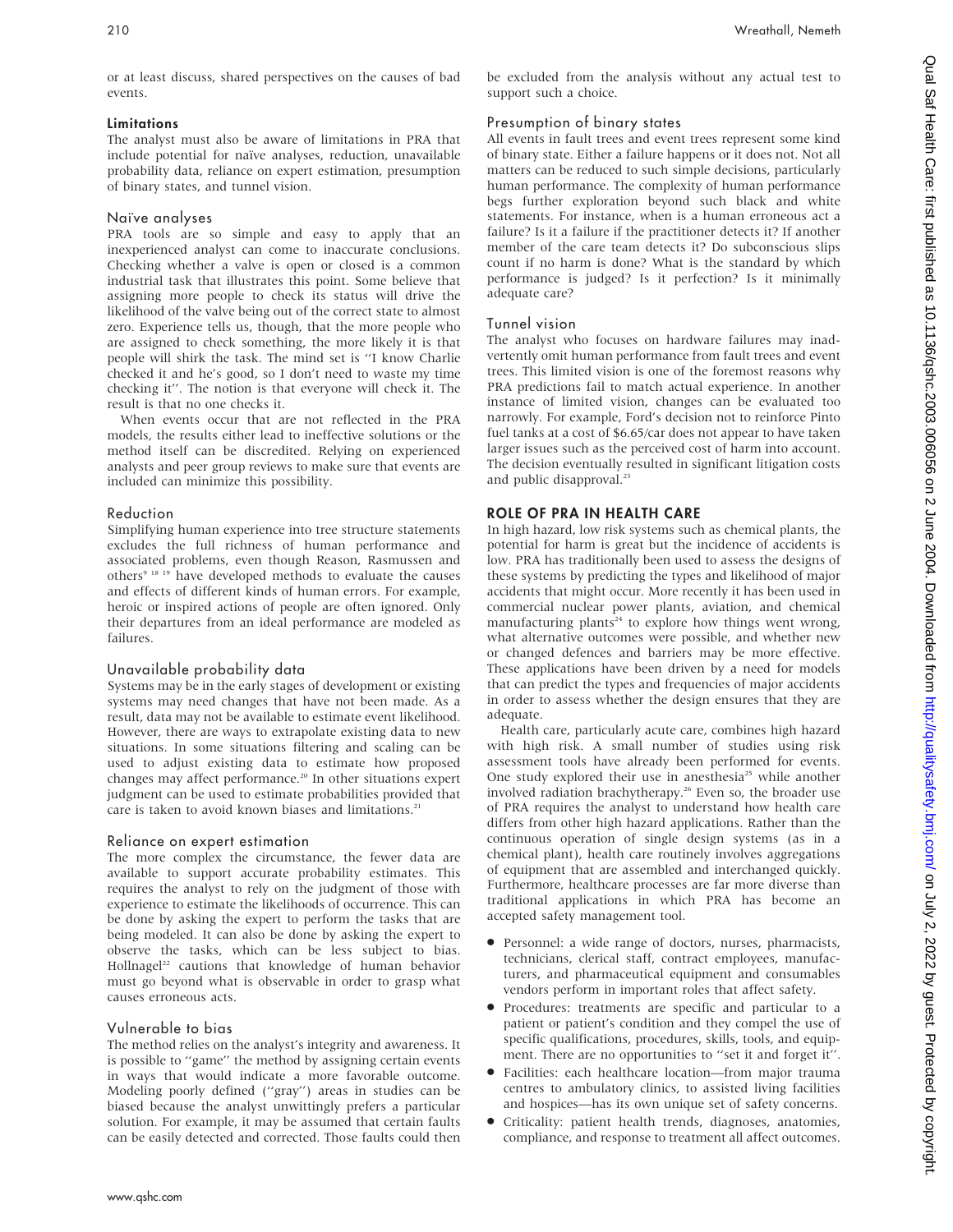or at least discuss, shared perspectives on the causes of bad events.

### Limitations

The analyst must also be aware of limitations in PRA that include potential for naïve analyses, reduction, unavailable probability data, reliance on expert estimation, presumption of binary states, and tunnel vision.

#### Naïve analyses

PRA tools are so simple and easy to apply that an inexperienced analyst can come to inaccurate conclusions. Checking whether a valve is open or closed is a common industrial task that illustrates this point. Some believe that assigning more people to check its status will drive the likelihood of the valve being out of the correct state to almost zero. Experience tells us, though, that the more people who are assigned to check something, the more likely it is that people will shirk the task. The mind set is "I know Charlie checked it and he's good, so I don't need to waste my time checking it". The notion is that everyone will check it. The result is that no one checks it.

When events occur that are not reflected in the PRA models, the results either lead to ineffective solutions or the method itself can be discredited. Relying on experienced analysts and peer group reviews to make sure that events are included can minimize this possibility.

#### Reduction

Simplifying human experience into tree structure statements excludes the full richness of human performance and associated problems, even though Reason, Rasmussen and others[9 18 19] have developed methods to evaluate the causes and effects of different kinds of human errors. For example, heroic or inspired actions of people are often ignored. Only their departures from an ideal performance are modeled as failures.

#### Unavailable probability data

Systems may be in the early stages of development or existing systems may need changes that have not been made. As a result, data may not be available to estimate event likelihood. However, there are ways to extrapolate existing data to new situations. In some situations filtering and scaling can be used to adjust existing data to estimate how proposed changes may affect performance.[20] In other situations expert judgment can be used to estimate probabilities provided that care is taken to avoid known biases and limitations.[21]

#### Reliance on expert estimation

The more complex the circumstance, the fewer data are available to support accurate probability estimates. This requires the analyst to rely on the judgment of those with experience to estimate the likelihoods of occurrence. This can be done by asking the expert to perform the tasks that are being modeled. It can also be done by asking the expert to observe the tasks, which can be less subject to bias. Hollnagel[22] cautions that knowledge of human behavior must go beyond what is observable in order to grasp what causes erroneous acts.

#### Vulnerable to bias

The method relies on the analyst's integrity and awareness. It is possible to "game" the method by assigning certain events in ways that would indicate a more favorable outcome. Modeling poorly defined ("gray") areas in studies can be biased because the analyst unwittingly prefers a particular solution. For example, it may be assumed that certain faults can be easily detected and corrected. Those faults could then be excluded from the analysis without any actual test to support such a choice.

#### Presumption of binary states

All events in fault trees and event trees represent some kind of binary state. Either a failure happens or it does not. Not all matters can be reduced to such simple decisions, particularly human performance. The complexity of human performance begs further exploration beyond such black and white statements. For instance, when is a human erroneous act a failure? Is it a failure if the practitioner detects it? If another member of the care team detects it? Do subconscious slips count if no harm is done? What is the standard by which performance is judged? Is it perfection? Is it minimally adequate care?

#### Tunnel vision

The analyst who focuses on hardware failures may inadvertently omit human performance from fault trees and event trees. This limited vision is one of the foremost reasons why PRA predictions fail to match actual experience. In another instance of limited vision, changes can be evaluated too narrowly. For example, Ford's decision not to reinforce Pinto fuel tanks at a cost of \$6.65/car does not appear to have taken larger issues such as the perceived cost of harm into account. The decision eventually resulted in significant litigation costs and public disapproval.[23]

## ROLE OF PRA IN HEALTH CARE

In high hazard, low risk systems such as chemical plants, the potential for harm is great but the incidence of accidents is low. PRA has traditionally been used to assess the designs of these systems by predicting the types and likelihood of major accidents that might occur. More recently it has been used in commercial nuclear power plants, aviation, and chemical manufacturing plants[24] to explore how things went wrong, what alternative outcomes were possible, and whether new or changed defences and barriers may be more effective. These applications have been driven by a need for models that can predict the types and frequencies of major accidents in order to assess whether the design ensures that they are adequate.

Health care, particularly acute care, combines high hazard with high risk. A small number of studies using risk assessment tools have already been performed for events. One study explored their use in anesthesia[25] while another involved radiation brachytherapy.[26] Even so, the broader use of PRA requires the analyst to understand how health care differs from other high hazard applications. Rather than the continuous operation of single design systems (as in a chemical plant), health care routinely involves aggregations of equipment that are assembled and interchanged quickly. Furthermore, healthcare processes are far more diverse than traditional applications in which PRA has become an accepted safety management tool.

- Personnel: a wide range of doctors, nurses, pharmacists, technicians, clerical staff, contract employees, manufacturers, and pharmaceutical equipment and consumables vendors perform in important roles that affect safety.
- Procedures: treatments are specific and particular to a patient or patient's condition and they compel the use of specific qualifications, procedures, skills, tools, and equipment. There are no opportunities to "set it and forget it".
- Facilities: each healthcare location—from major trauma centres to ambulatory clinics, to assisted living facilities and hospices—has its own unique set of safety concerns.
- Criticality: patient health trends, diagnoses, anatomies, compliance, and response to treatment all affect outcomes.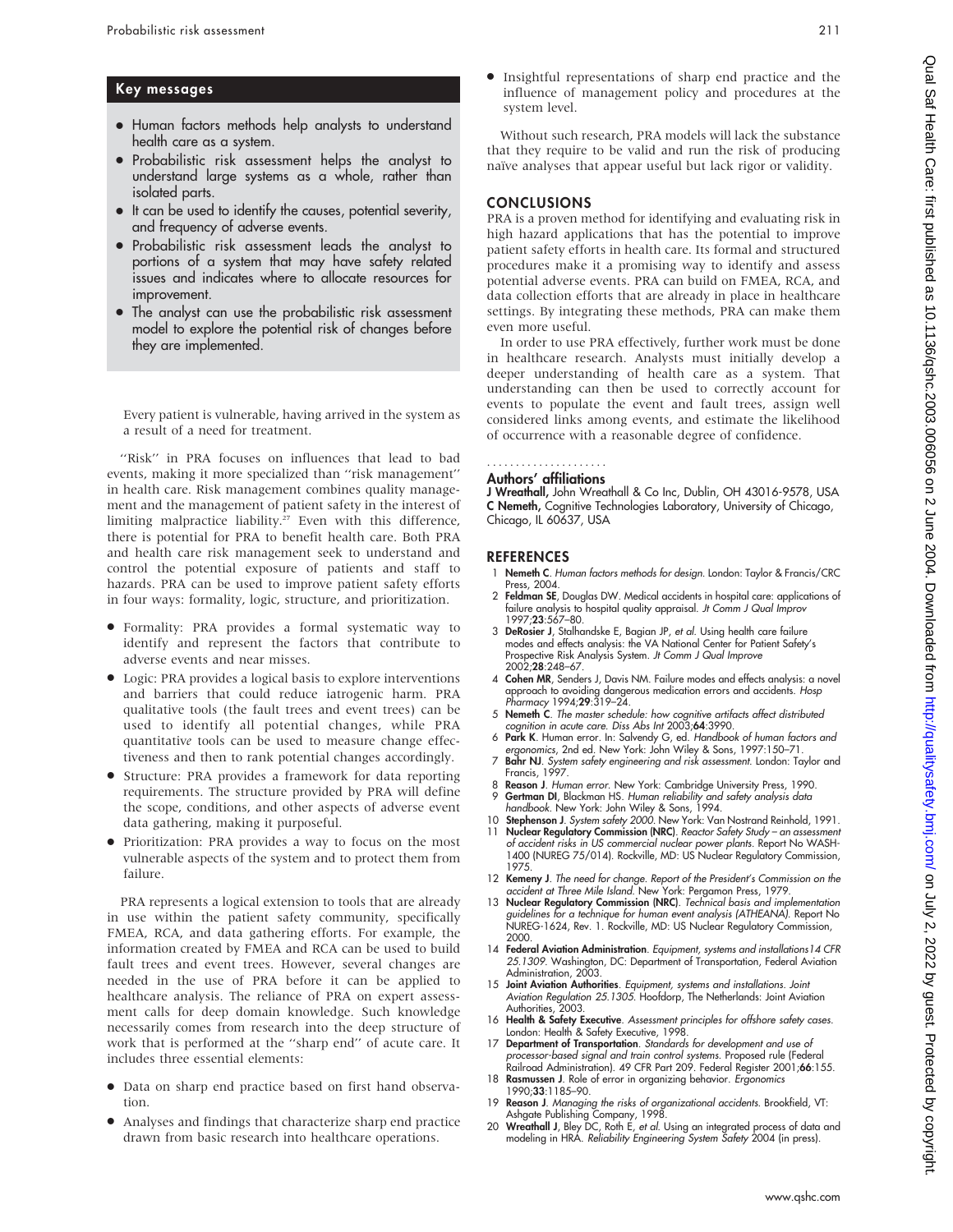## Key messages

- Human factors methods help analysts to understand health care as a system.
- Probabilistic risk assessment helps the analyst to understand large systems as a whole, rather than isolated parts.
- It can be used to identify the causes, potential severity, and frequency of adverse events.
- Probabilistic risk assessment leads the analyst to portions of a system that may have safety related issues and indicates where to allocate resources for improvement.
- The analyst can use the probabilistic risk assessment model to explore the potential risk of changes before they are implemented.

Every patient is vulnerable, having arrived in the system as a result of a need for treatment.

''Risk'' in PRA focuses on influences that lead to bad events, making it more specialized than ''risk management'' in health care. Risk management combines quality management and the management of patient safety in the interest of limiting malpractice liability.[27] Even with this difference, there is potential for PRA to benefit health care. Both PRA and health care risk management seek to understand and control the potential exposure of patients and staff to hazards. PRA can be used to improve patient safety efforts in four ways: formality, logic, structure, and prioritization.

- Formality: PRA provides a formal systematic way to identify and represent the factors that contribute to adverse events and near misses.
- Logic: PRA provides a logical basis to explore interventions and barriers that could reduce iatrogenic harm. PRA qualitative tools (the fault trees and event trees) can be used to identify all potential changes, while PRA quantitative tools can be used to measure change effectiveness and then to rank potential changes accordingly.
- Structure: PRA provides a framework for data reporting requirements. The structure provided by PRA will define the scope, conditions, and other aspects of adverse event data gathering, making it purposeful.
- Prioritization: PRA provides a way to focus on the most vulnerable aspects of the system and to protect them from failure.

PRA represents a logical extension to tools that are already in use within the patient safety community, specifically FMEA, RCA, and data gathering efforts. For example, the information created by FMEA and RCA can be used to build fault trees and event trees. However, several changes are needed in the use of PRA before it can be applied to healthcare analysis. The reliance of PRA on expert assessment calls for deep domain knowledge. Such knowledge necessarily comes from research into the deep structure of work that is performed at the ''sharp end'' of acute care. It includes three essential elements:

- Data on sharp end practice based on first hand observation.
- Analyses and findings that characterize sharp end practice drawn from basic research into healthcare operations.
- Insightful representations of sharp end practice and the influence of management policy and procedures at the system level.

Without such research, PRA models will lack the substance that they require to be valid and run the risk of producing naïve analyses that appear useful but lack rigor or validity.

## CONCLUSIONS

PRA is a proven method for identifying and evaluating risk in high hazard applications that has the potential to improve patient safety efforts in health care. Its formal and structured procedures make it a promising way to identify and assess potential adverse events. PRA can build on FMEA, RCA, and data collection efforts that are already in place in healthcare settings. By integrating these methods, PRA can make them even more useful.

In order to use PRA effectively, further work must be done in healthcare research. Analysts must initially develop a deeper understanding of health care as a system. That understanding can then be used to correctly account for events to populate the event and fault trees, assign well considered links among events, and estimate the likelihood of occurrence with a reasonable degree of confidence.

### Authors' affiliations

**J Wreathall**, John Wreathall & Co Inc, Dublin, OH 43016-9578, USA
**C Nemeth**, Cognitive Technologies Laboratory, University of Chicago, Chicago, IL 60637, USA

## REFERENCES

1. **Nemeth C**. *Human factors methods for design*. London: Taylor & Francis/CRC Press, 2004.
2. **Feldman SE**, Douglas DW. Medical accidents in hospital care: applications of failure analysis to hospital quality appraisal. *Jt Comm J Qual Improv* 1997;**23**:567–80.
3. **DeRosier J**, Stalhandske E, Bagian JP, *et al*. Using health care failure modes and effects analysis: the VA National Center for Patient Safety's Prospective Risk Analysis System. *Jt Comm J Qual Improve* 2002;**28**:248–67.
4. **Cohen MR**, Senders J, Davis NM. Failure modes and effects analysis: a novel approach to avoiding dangerous medication errors and accidents. *Hosp Pharmacy* 1994;**29**:319–24.
5. **Nemeth C**. *The master schedule: how cognitive artifacts affect distributed cognition in acute care*. *Diss Abs Int* 2003;**64**:3990.
6. **Park K**. Human error. In: Salvendy G, ed. *Handbook of human factors and ergonomics*, 2nd ed. New York: John Wiley & Sons, 1997:150–71.
7. **Bahr NJ**. *System safety engineering and risk assessment*. London: Taylor and Francis, 1997.
8. **Reason J**. *Human error*. New York: Cambridge University Press, 1990.
9. **Gertman DI**, Blackman HS. *Human reliability and safety analysis data handbook*. New York: John Wiley & Sons, 1994.
10. **Stephenson J**. *System safety 2000*. New York: Van Nostrand Reinhold, 1991.
11. **Nuclear Regulatory Commission (NRC)**. *Reactor Safety Study – an assessment of accident risks in US commercial nuclear power plants*. Report No WASH-1400 (NUREG 75/014). Rockville, MD: US Nuclear Regulatory Commission, 1975.
12. **Kemeny J**. *The need for change. Report of the President's Commission on the accident at Three Mile Island*. New York: Pergamon Press, 1979.
13. **Nuclear Regulatory Commission (NRC)**. *Technical basis and implementation guidelines for a technique for human event analysis (ATHEANA)*. Report No NUREG-1624, Rev. 1. Rockville, MD: US Nuclear Regulatory Commission, 2000.
14. **Federal Aviation Administration**. *Equipment, systems and installations14 CFR 25.1309*. Washington, DC: Department of Transportation, Federal Aviation Administration, 2003.
15. **Joint Aviation Authorities**. *Equipment, systems and installations. Joint Aviation Regulation 25.1305*. Hoofdorp, The Netherlands: Joint Aviation Authorities, 2003.
16. **Health & Safety Executive**. *Assessment principles for offshore safety cases*. London: Health & Safety Executive, 1998.
17. **Department of Transportation**. *Standards for development and use of processor-based signal and train control systems*. Proposed rule (Federal Railroad Administration). 49 CFR Part 209. Federal Register 2001;**66**:155.
18. **Rasmussen J**. Role of error in organizing behavior. *Ergonomics* 1990;**33**:1185–90.
19. **Reason J**. *Managing the risks of organizational accidents*. Brookfield, VT: Ashgate Publishing Company, 1998.
20. **Wreathall J**, Bley DC, Roth E, *et al*. Using an integrated process of data and modeling in HRA. *Reliability Engineering System Safety* 2004 (in press).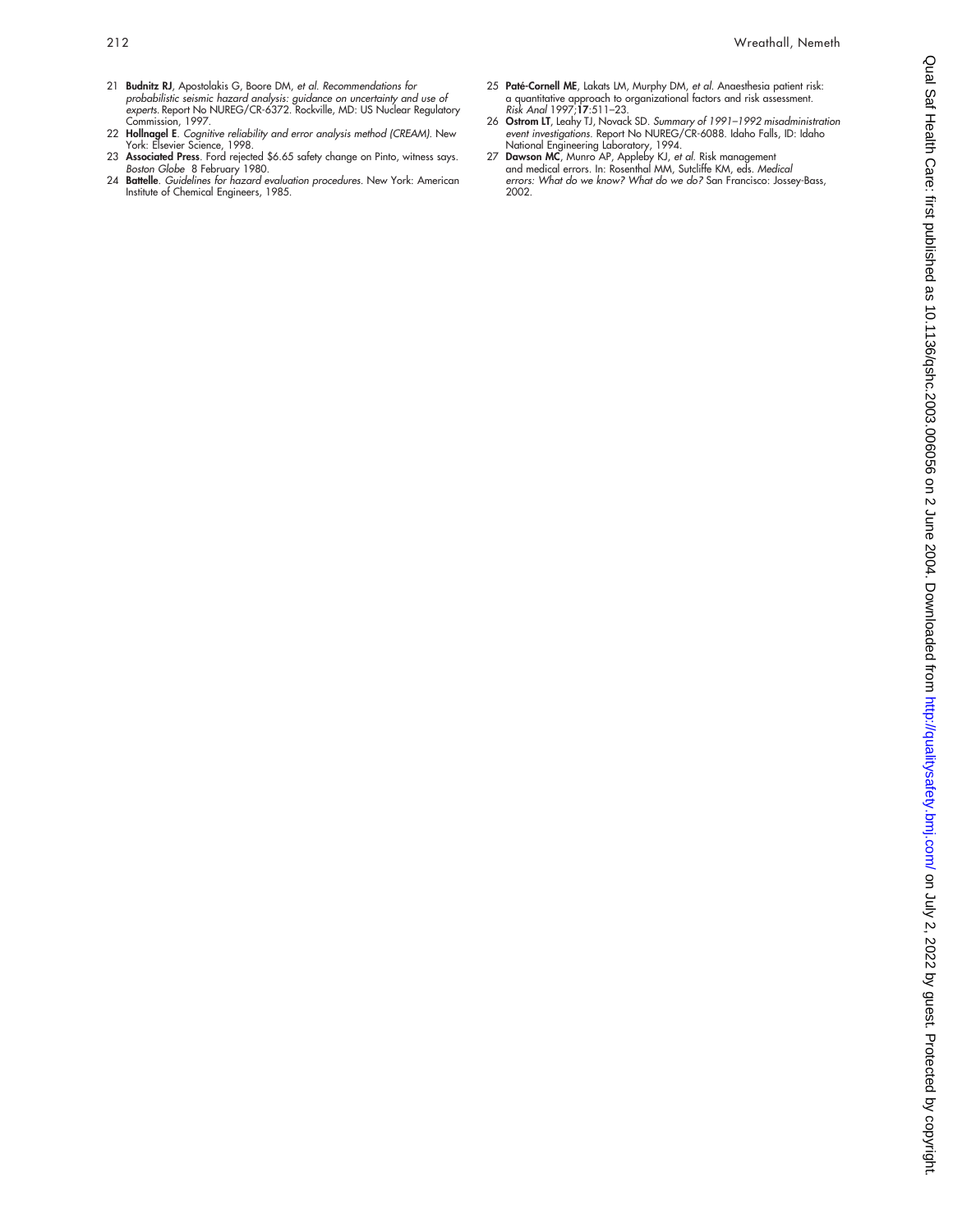21 **Budnitz RJ**, Apostolakis G, Boore DM, *et al*. *Recommendations for probabilistic seismic hazard analysis: guidance on uncertainty and use of experts*. Report No NUREG/CR-6372. Rockville, MD: US Nuclear Regulatory Commission, 1997.

22 **Hollnagel E**. *Cognitive reliability and error analysis method (CREAM)*. New York: Elsevier Science, 1998.

23 **Associated Press**. Ford rejected $6.65 safety change on Pinto, witness says. *Boston Globe* 8 February 1980.

24 **Battelle**. *Guidelines for hazard evaluation procedures*. New York: American Institute of Chemical Engineers, 1985.

25 **Paté-Cornell ME**, Lakats LM, Murphy DM, *et al*. Anaesthesia patient risk: a quantitative approach to organizational factors and risk assessment. *Risk Anal* 1997;**17**:511–23.

26 **Ostrom LT**, Leahy TJ, Novack SD. *Summary of 1991–1992 misadministration event investigations*. Report No NUREG/CR-6088. Idaho Falls, ID: Idaho National Engineering Laboratory, 1994.

27 **Dawson MC**, Munro AP, Appleby KJ, *et al*. Risk management and medical errors. In: Rosenthal MM, Sutcliffe KM, eds. *Medical errors: What do we know? What do we do?* San Francisco: Jossey-Bass, 2002.